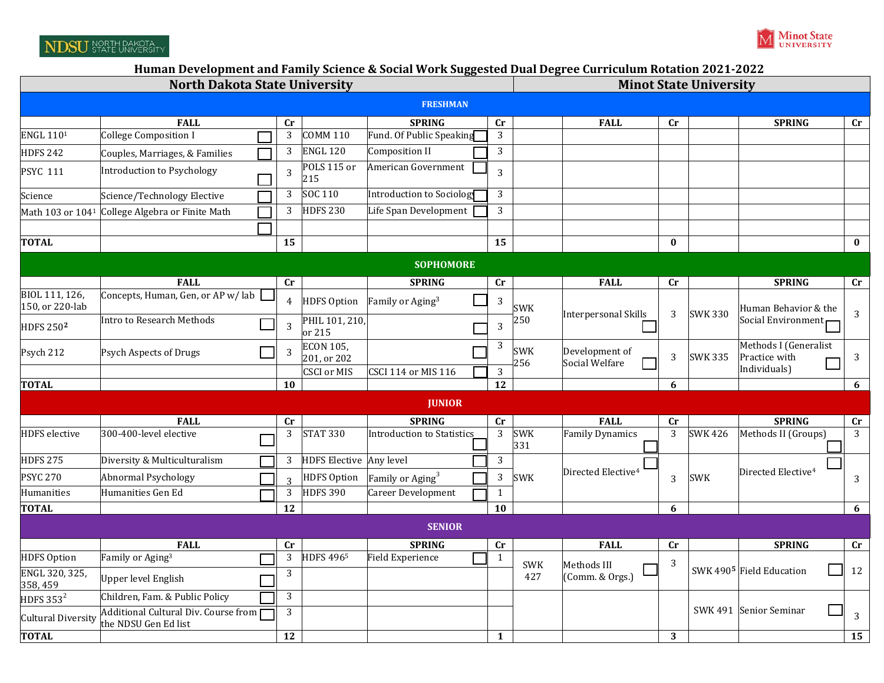## Human Development and Family Science & Social Work Suggested Dual Degree Curriculum Rotation 2021-2022

| North Dakota State University | | | | | | Minot State University | | | | | |
|---|---|---|---|---|---|---|---|---|---|---|---|
| **FRESHMAN** | | | | | | | | | | | |
| | **FALL** | **Cr** | | **SPRING** | **Cr** | | **FALL** | **Cr** | | **SPRING** | **Cr** |
| ENGL 110[1] | College Composition I | 3 | COMM 110 | Fund. Of Public Speaking | 3 | | | | | | |
| HDFS 242 | Couples, Marriages, & Families | 3 | ENGL 120 | Composition II | 3 | | | | | | |
| PSYC 111 | Introduction to Psychology | 3 | POLS 115 or 215 | American Government | 3 | | | | | | |
| Science | Science/Technology Elective | 3 | SOC 110 | Introduction to Sociology | 3 | | | | | | |
| Math 103 or 104[1] | College Algebra or Finite Math | 3 | HDFS 230 | Life Span Development | 3 | | | | | | |
| | | | | | | | | | | | |
| **TOTAL** | | **15** | | | **15** | | | **0** | | | **0** |
| **SOPHOMORE** | | | | | | | | | | | |
| | **FALL** | **Cr** | | **SPRING** | **Cr** | | **FALL** | **Cr** | | **SPRING** | **Cr** |
| BIOL 111, 126, 150, or 220-lab | Concepts, Human, Gen, or AP w/ lab | 4 | HDFS Option | Family or Aging[3] | 3 | SWK 250 | Interpersonal Skills | 3 | SWK 330 | Human Behavior & the Social Environment | 3 |
| HDFS 250[2] | Intro to Research Methods | 3 | PHIL 101, 210, or 215 | | 3 | | | | | | |
| Psych 212 | Psych Aspects of Drugs | 3 | ECON 105, 201, or 202 | | 3 | SWK 256 | Development of Social Welfare | 3 | SWK 335 | Methods I (Generalist Practice with Individuals) | 3 |
| | | | CSCI or MIS | CSCI 114 or MIS 116 | 3 | | | | | | |
| **TOTAL** | | **10** | | | **12** | | | **6** | | | **6** |
| **JUNIOR** | | | | | | | | | | | |
| | **FALL** | **Cr** | | **SPRING** | **Cr** | | **FALL** | **Cr** | | **SPRING** | **Cr** |
| HDFS elective | 300-400-level elective | 3 | STAT 330 | Introduction to Statistics | 3 | SWK 331 | Family Dynamics | 3 | SWK 426 | Methods II (Groups) | 3 |
| HDFS 275 | Diversity & Multiculturalism | 3 | HDFS Elective | Any level | 3 | SWK | Directed Elective[4] | 3 | SWK | Directed Elective[4] | 3 |
| PSYC 270 | Abnormal Psychology | 3 | HDFS Option | Family or Aging[3] | 3 | | | | | | |
| Humanities | Humanities Gen Ed | 3 | HDFS 390 | Career Development | 1 | | | | | | |
| **TOTAL** | | **12** | | | **10** | | | **6** | | | **6** |
| **SENIOR** | | | | | | | | | | | |
| | **FALL** | **Cr** | | **SPRING** | **Cr** | | **FALL** | **Cr** | | **SPRING** | **Cr** |
| HDFS Option | Family or Aging[3] | 3 | HDFS 496[5] | Field Experience | 1 | SWK 427 | Methods III (Comm. & Orgs.) | 3 | SWK 490[5] | Field Education | 12 |
| ENGL 320, 325, 358, 459 | Upper level English | 3 | | | | | | | | | |
| HDFS 353[2] | Children, Fam. & Public Policy | 3 | | | | | | | SWK 491 | Senior Seminar | 3 |
| Cultural Diversity | Additional Cultural Div. Course from the NDSU Gen Ed list | 3 | | | | | | | | | |
| **TOTAL** | | **12** | | | **1** | | | **3** | | | **15** |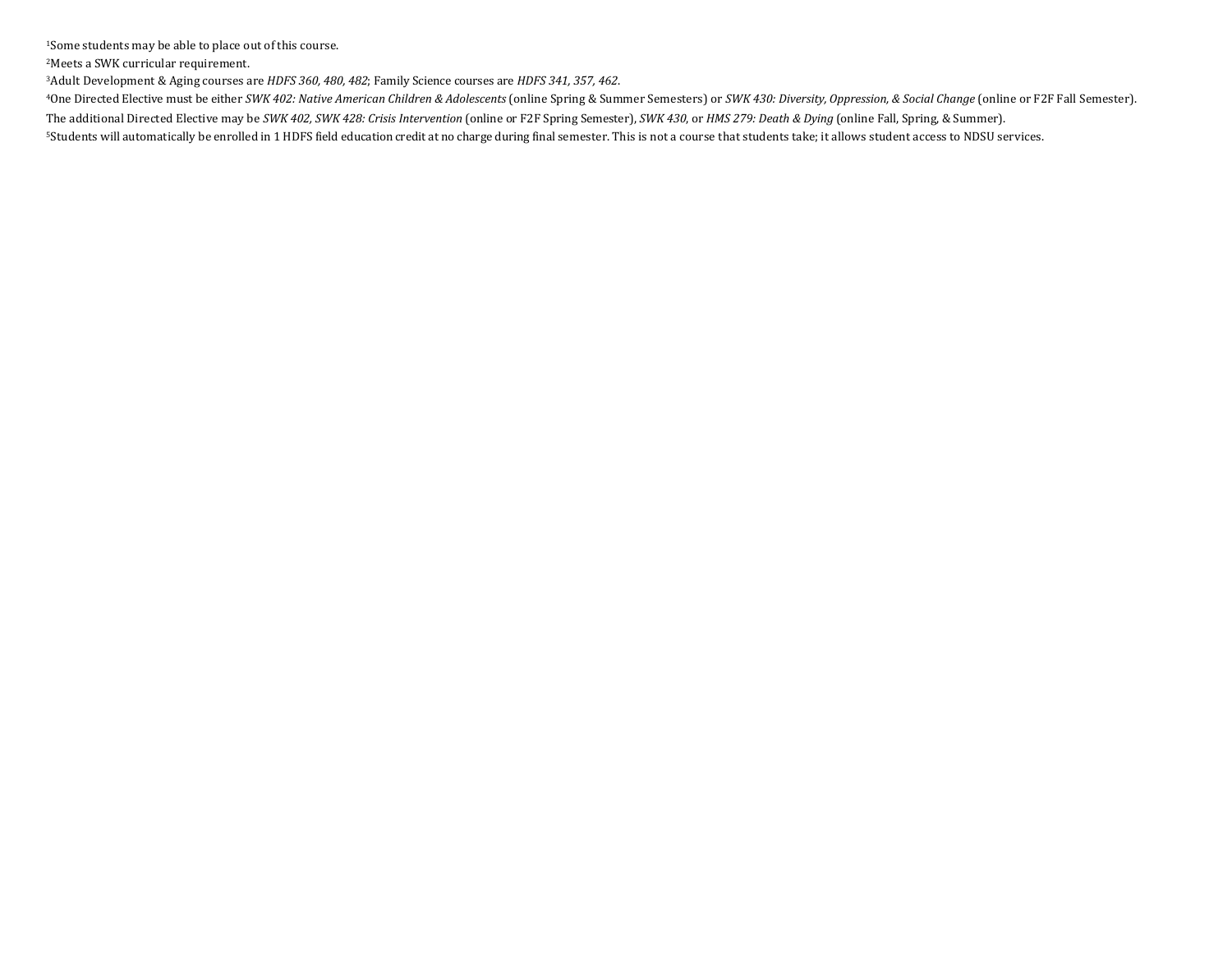[1]Some students may be able to place out of this course.

[2]Meets a SWK curricular requirement.

[3]Adult Development & Aging courses are *HDFS 360, 480, 482*; Family Science courses are *HDFS 341, 357, 462*.

[4]One Directed Elective must be either *SWK 402: Native American Children & Adolescents* (online Spring & Summer Semesters) or *SWK 430: Diversity, Oppression, & Social Change* (online or F2F Fall Semester).

The additional Directed Elective may be *SWK 402*, *SWK 428: Crisis Intervention* (online or F2F Spring Semester), *SWK 430*, or *HMS 279: Death & Dying* (online Fall, Spring, & Summer).

[5]Students will automatically be enrolled in 1 HDFS field education credit at no charge during final semester. This is not a course that students take; it allows student access to NDSU services.